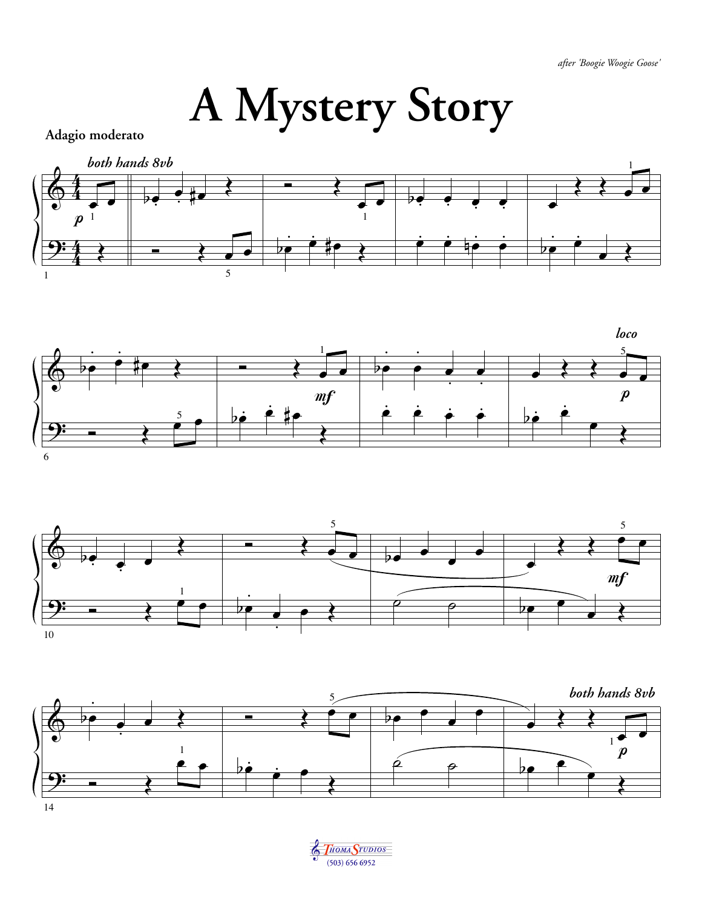*after 'Boogie Woogie Goose'*

# A Mystery Story

**Adagio moderato**